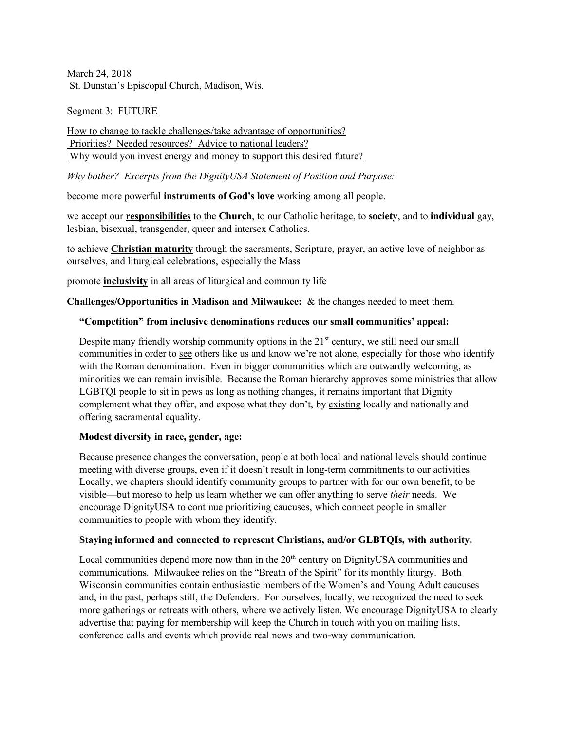March 24, 2018
St. Dunstan's Episcopal Church, Madison, Wis.

Segment 3: FUTURE

<u>How to change to tackle challenges/take advantage of opportunities?</u>
<u>Priorities? Needed resources? Advice to national leaders?</u>
<u>Why would you invest energy and money to support this desired future?</u>

*Why bother? Excerpts from the DignityUSA Statement of Position and Purpose:*

become more powerful **<u>instruments of God's love</u>** working among all people.

we accept our **<u>responsibilities</u>** to the **Church**, to our Catholic heritage, to **society**, and to **individual** gay, lesbian, bisexual, transgender, queer and intersex Catholics.

to achieve **<u>Christian maturity</u>** through the sacraments, Scripture, prayer, an active love of neighbor as ourselves, and liturgical celebrations, especially the Mass

promote **<u>inclusivity</u>** in all areas of liturgical and community life

**Challenges/Opportunities in Madison and Milwaukee:** & the changes needed to meet them.

**"Competition" from inclusive denominations reduces our small communities' appeal:**

Despite many friendly worship community options in the 21st century, we still need our small communities in order to <u>see</u> others like us and know we're not alone, especially for those who identify with the Roman denomination. Even in bigger communities which are outwardly welcoming, as minorities we can remain invisible. Because the Roman hierarchy approves some ministries that allow LGBTQI people to sit in pews as long as nothing changes, it remains important that Dignity complement what they offer, and expose what they don't, by <u>existing</u> locally and nationally and offering sacramental equality.

**Modest diversity in race, gender, age:**

Because presence changes the conversation, people at both local and national levels should continue meeting with diverse groups, even if it doesn't result in long-term commitments to our activities. Locally, we chapters should identify community groups to partner with for our own benefit, to be visible—but moreso to help us learn whether we can offer anything to serve *their* needs. We encourage DignityUSA to continue prioritizing caucuses, which connect people in smaller communities to people with whom they identify.

**Staying informed and connected to represent Christians, and/or GLBTQIs, with authority.**

Local communities depend more now than in the 20th century on DignityUSA communities and communications. Milwaukee relies on the "Breath of the Spirit" for its monthly liturgy. Both Wisconsin communities contain enthusiastic members of the Women's and Young Adult caucuses and, in the past, perhaps still, the Defenders. For ourselves, locally, we recognized the need to seek more gatherings or retreats with others, where we actively listen. We encourage DignityUSA to clearly advertise that paying for membership will keep the Church in touch with you on mailing lists, conference calls and events which provide real news and two-way communication.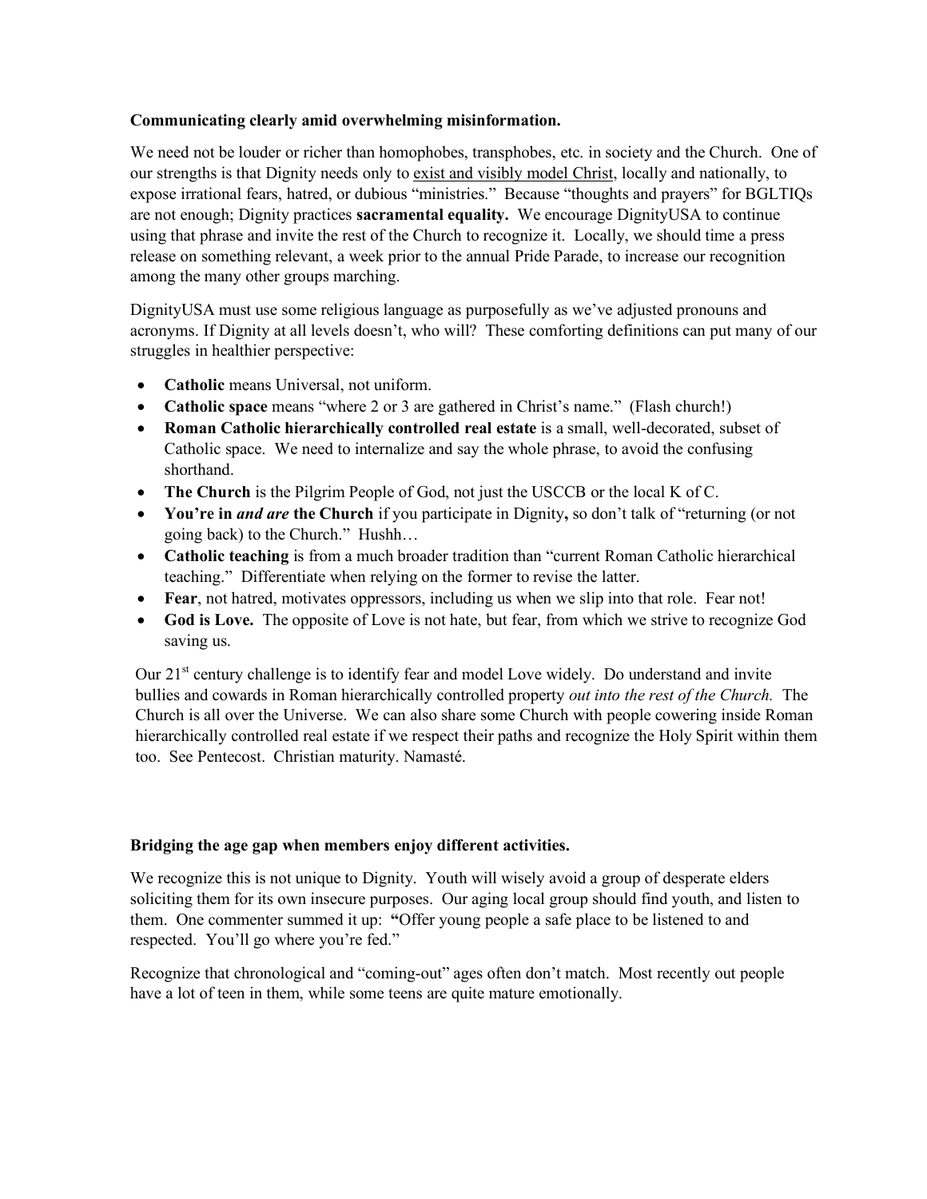**Communicating clearly amid overwhelming misinformation.**

We need not be louder or richer than homophobes, transphobes, etc. in society and the Church. One of our strengths is that Dignity needs only to exist and visibly model Christ, locally and nationally, to expose irrational fears, hatred, or dubious "ministries." Because "thoughts and prayers" for BGLTIQs are not enough; Dignity practices **sacramental equality.** We encourage DignityUSA to continue using that phrase and invite the rest of the Church to recognize it. Locally, we should time a press release on something relevant, a week prior to the annual Pride Parade, to increase our recognition among the many other groups marching.

DignityUSA must use some religious language as purposefully as we've adjusted pronouns and acronyms. If Dignity at all levels doesn't, who will? These comforting definitions can put many of our struggles in healthier perspective:

- **Catholic** means Universal, not uniform.
- **Catholic space** means "where 2 or 3 are gathered in Christ's name." (Flash church!)
- **Roman Catholic hierarchically controlled real estate** is a small, well-decorated, subset of Catholic space. We need to internalize and say the whole phrase, to avoid the confusing shorthand.
- **The Church** is the Pilgrim People of God, not just the USCCB or the local K of C.
- **You're in *and are* the Church** if you participate in Dignity**,** so don't talk of "returning (or not going back) to the Church." Hushh…
- **Catholic teaching** is from a much broader tradition than "current Roman Catholic hierarchical teaching." Differentiate when relying on the former to revise the latter.
- **Fear**, not hatred, motivates oppressors, including us when we slip into that role. Fear not!
- **God is Love.** The opposite of Love is not hate, but fear, from which we strive to recognize God saving us.

Our 21st century challenge is to identify fear and model Love widely. Do understand and invite bullies and cowards in Roman hierarchically controlled property *out into the rest of the Church.* The Church is all over the Universe. We can also share some Church with people cowering inside Roman hierarchically controlled real estate if we respect their paths and recognize the Holy Spirit within them too. See Pentecost. Christian maturity. Namasté.

**Bridging the age gap when members enjoy different activities.**

We recognize this is not unique to Dignity. Youth will wisely avoid a group of desperate elders soliciting them for its own insecure purposes. Our aging local group should find youth, and listen to them. One commenter summed it up: **"**Offer young people a safe place to be listened to and respected. You'll go where you're fed."

Recognize that chronological and "coming-out" ages often don't match. Most recently out people have a lot of teen in them, while some teens are quite mature emotionally.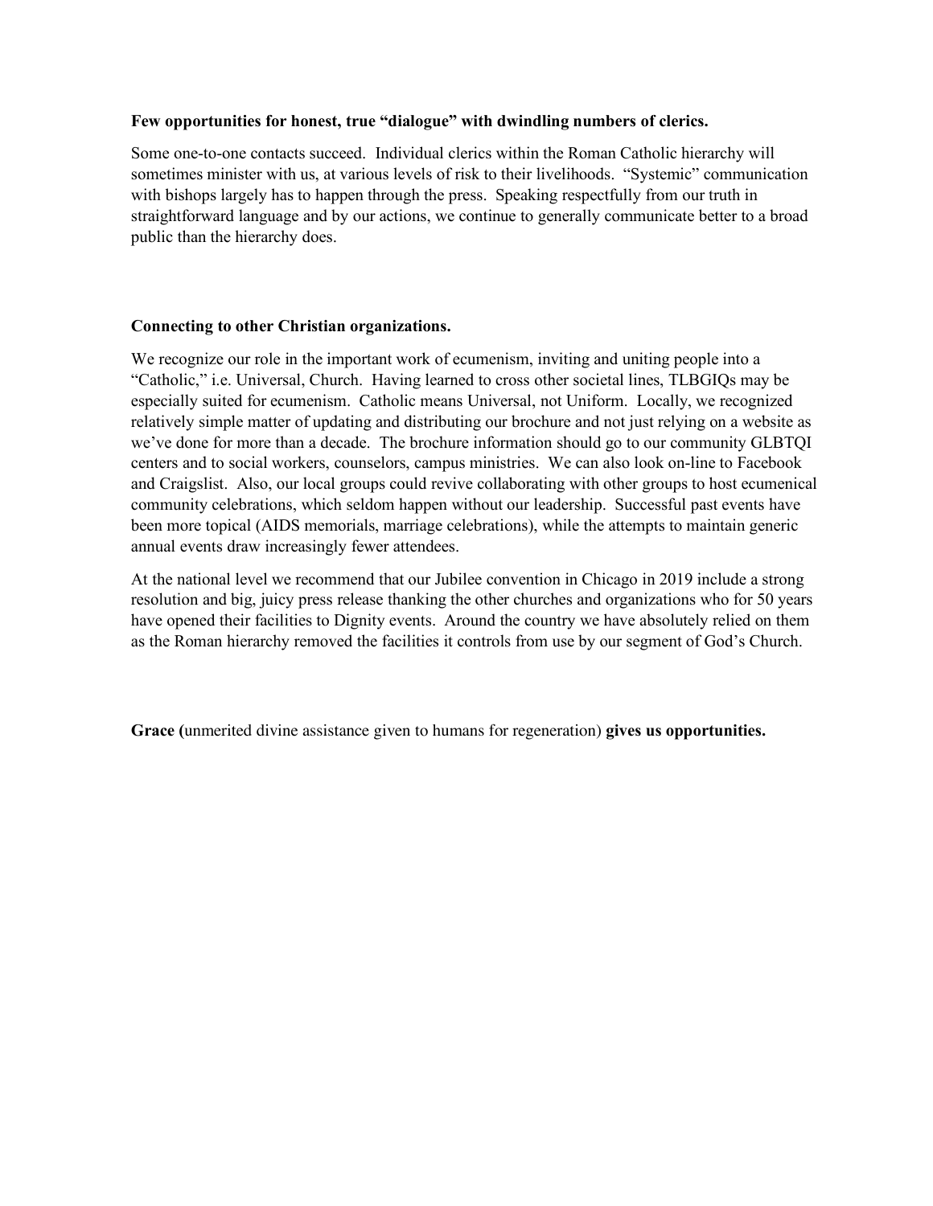**Few opportunities for honest, true "dialogue" with dwindling numbers of clerics.**

Some one-to-one contacts succeed. Individual clerics within the Roman Catholic hierarchy will sometimes minister with us, at various levels of risk to their livelihoods. "Systemic" communication with bishops largely has to happen through the press. Speaking respectfully from our truth in straightforward language and by our actions, we continue to generally communicate better to a broad public than the hierarchy does.

**Connecting to other Christian organizations.**

We recognize our role in the important work of ecumenism, inviting and uniting people into a "Catholic," i.e. Universal, Church. Having learned to cross other societal lines, TLBGIQs may be especially suited for ecumenism. Catholic means Universal, not Uniform. Locally, we recognized relatively simple matter of updating and distributing our brochure and not just relying on a website as we've done for more than a decade. The brochure information should go to our community GLBTQI centers and to social workers, counselors, campus ministries. We can also look on-line to Facebook and Craigslist. Also, our local groups could revive collaborating with other groups to host ecumenical community celebrations, which seldom happen without our leadership. Successful past events have been more topical (AIDS memorials, marriage celebrations), while the attempts to maintain generic annual events draw increasingly fewer attendees.

At the national level we recommend that our Jubilee convention in Chicago in 2019 include a strong resolution and big, juicy press release thanking the other churches and organizations who for 50 years have opened their facilities to Dignity events. Around the country we have absolutely relied on them as the Roman hierarchy removed the facilities it controls from use by our segment of God's Church.

**Grace (**unmerited divine assistance given to humans for regeneration) **gives us opportunities.**